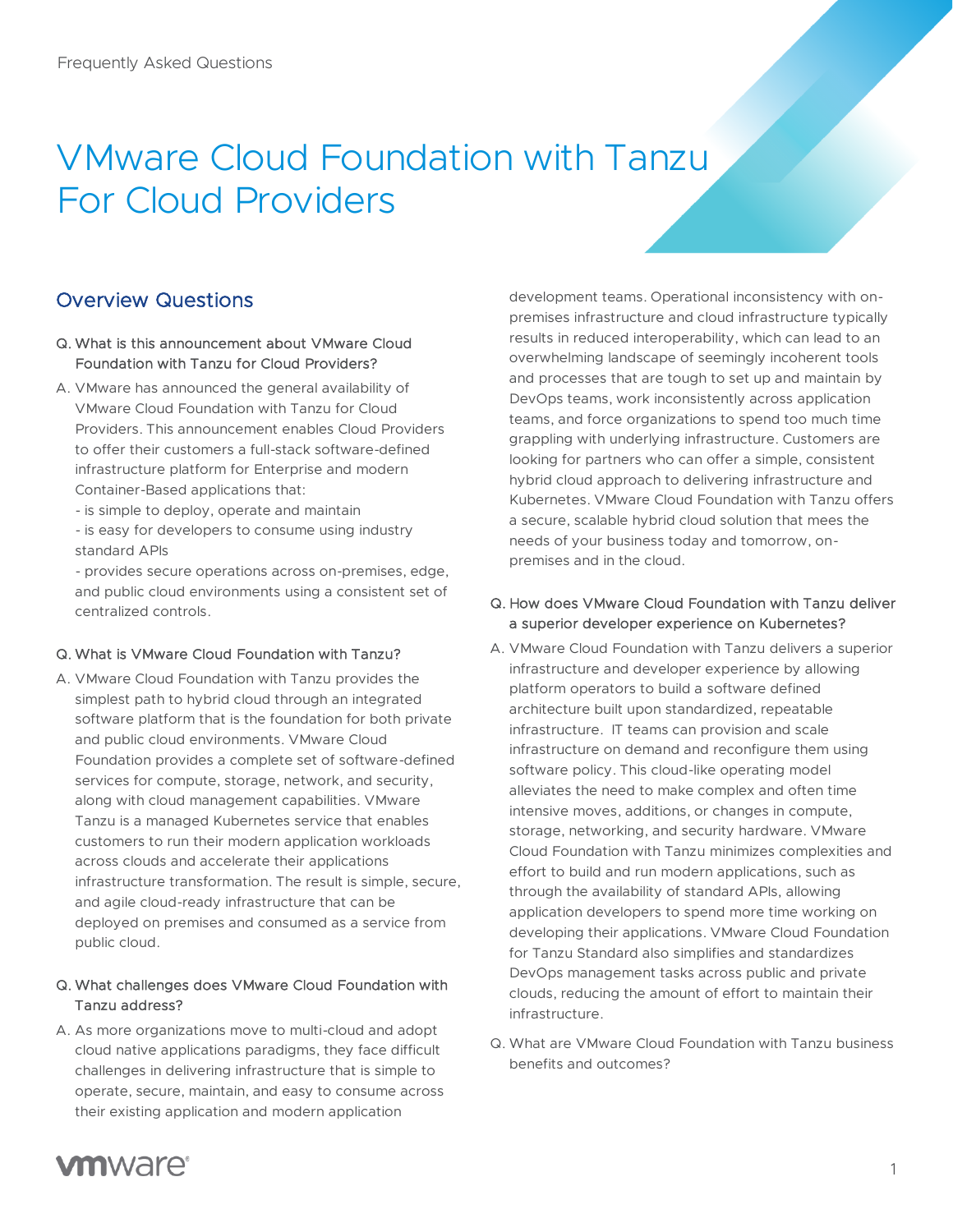Frequently Asked Questions

# VMware Cloud Foundation with Tanzu For Cloud Providers

## Overview Questions

**Q. What is this announcement about VMware Cloud Foundation with Tanzu for Cloud Providers?**

A. VMware has announced the general availability of VMware Cloud Foundation with Tanzu for Cloud Providers. This announcement enables Cloud Providers to offer their customers a full-stack software-defined infrastructure platform for Enterprise and modern Container-Based applications that:
- is simple to deploy, operate and maintain
- is easy for developers to consume using industry standard APIs
- provides secure operations across on-premises, edge, and public cloud environments using a consistent set of centralized controls.

**Q. What is VMware Cloud Foundation with Tanzu?**

A. VMware Cloud Foundation with Tanzu provides the simplest path to hybrid cloud through an integrated software platform that is the foundation for both private and public cloud environments. VMware Cloud Foundation provides a complete set of software-defined services for compute, storage, network, and security, along with cloud management capabilities. VMware Tanzu is a managed Kubernetes service that enables customers to run their modern application workloads across clouds and accelerate their applications infrastructure transformation. The result is simple, secure, and agile cloud-ready infrastructure that can be deployed on premises and consumed as a service from public cloud.

**Q. What challenges does VMware Cloud Foundation with Tanzu address?**

A. As more organizations move to multi-cloud and adopt cloud native applications paradigms, they face difficult challenges in delivering infrastructure that is simple to operate, secure, maintain, and easy to consume across their existing application and modern application development teams. Operational inconsistency with on-premises infrastructure and cloud infrastructure typically results in reduced interoperability, which can lead to an overwhelming landscape of seemingly incoherent tools and processes that are tough to set up and maintain by DevOps teams, work inconsistently across application teams, and force organizations to spend too much time grappling with underlying infrastructure. Customers are looking for partners who can offer a simple, consistent hybrid cloud approach to delivering infrastructure and Kubernetes. VMware Cloud Foundation with Tanzu offers a secure, scalable hybrid cloud solution that mees the needs of your business today and tomorrow, on-premises and in the cloud.

**Q. How does VMware Cloud Foundation with Tanzu deliver a superior developer experience on Kubernetes?**

A. VMware Cloud Foundation with Tanzu delivers a superior infrastructure and developer experience by allowing platform operators to build a software defined architecture built upon standardized, repeatable infrastructure. IT teams can provision and scale infrastructure on demand and reconfigure them using software policy. This cloud-like operating model alleviates the need to make complex and often time intensive moves, additions, or changes in compute, storage, networking, and security hardware. VMware Cloud Foundation with Tanzu minimizes complexities and effort to build and run modern applications, such as through the availability of standard APIs, allowing application developers to spend more time working on developing their applications. VMware Cloud Foundation for Tanzu Standard also simplifies and standardizes DevOps management tasks across public and private clouds, reducing the amount of effort to maintain their infrastructure.

Q. What are VMware Cloud Foundation with Tanzu business benefits and outcomes?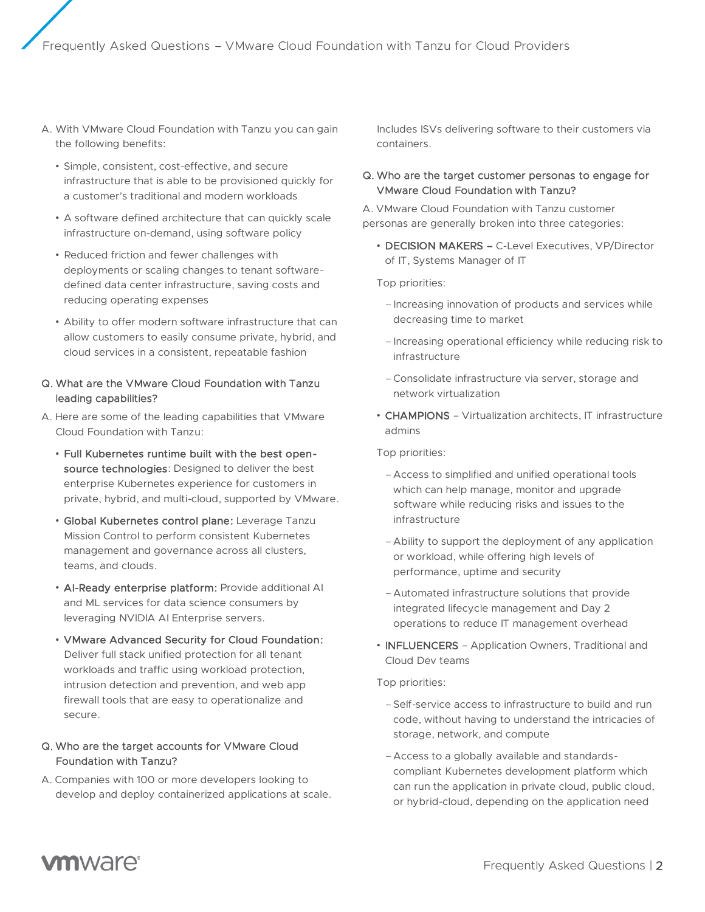A. With VMware Cloud Foundation with Tanzu you can gain the following benefits:

- Simple, consistent, cost-effective, and secure infrastructure that is able to be provisioned quickly for a customer's traditional and modern workloads
- A software defined architecture that can quickly scale infrastructure on-demand, using software policy
- Reduced friction and fewer challenges with deployments or scaling changes to tenant software-defined data center infrastructure, saving costs and reducing operating expenses
- Ability to offer modern software infrastructure that can allow customers to easily consume private, hybrid, and cloud services in a consistent, repeatable fashion

Q. What are the VMware Cloud Foundation with Tanzu leading capabilities?

A. Here are some of the leading capabilities that VMware Cloud Foundation with Tanzu:

- **Full Kubernetes runtime built with the best open-source technologies**: Designed to deliver the best enterprise Kubernetes experience for customers in private, hybrid, and multi-cloud, supported by VMware.
- **Global Kubernetes control plane:** Leverage Tanzu Mission Control to perform consistent Kubernetes management and governance across all clusters, teams, and clouds.
- **AI-Ready enterprise platform:** Provide additional AI and ML services for data science consumers by leveraging NVIDIA AI Enterprise servers.
- **VMware Advanced Security for Cloud Foundation:** Deliver full stack unified protection for all tenant workloads and traffic using workload protection, intrusion detection and prevention, and web app firewall tools that are easy to operationalize and secure.

Q. Who are the target accounts for VMware Cloud Foundation with Tanzu?

A. Companies with 100 or more developers looking to develop and deploy containerized applications at scale. Includes ISVs delivering software to their customers via containers.

Q. Who are the target customer personas to engage for VMware Cloud Foundation with Tanzu?

A. VMware Cloud Foundation with Tanzu customer personas are generally broken into three categories:

- **DECISION MAKERS –** C-Level Executives, VP/Director of IT, Systems Manager of IT

  Top priorities:

  - Increasing innovation of products and services while decreasing time to market
  - Increasing operational efficiency while reducing risk to infrastructure
  - Consolidate infrastructure via server, storage and network virtualization

- **CHAMPIONS** – Virtualization architects, IT infrastructure admins

  Top priorities:

  - Access to simplified and unified operational tools which can help manage, monitor and upgrade software while reducing risks and issues to the infrastructure
  - Ability to support the deployment of any application or workload, while offering high levels of performance, uptime and security
  - Automated infrastructure solutions that provide integrated lifecycle management and Day 2 operations to reduce IT management overhead

- **INFLUENCERS** – Application Owners, Traditional and Cloud Dev teams

  Top priorities:

  - Self-service access to infrastructure to build and run code, without having to understand the intricacies of storage, network, and compute
  - Access to a globally available and standards-compliant Kubernetes development platform which can run the application in private cloud, public cloud, or hybrid-cloud, depending on the application need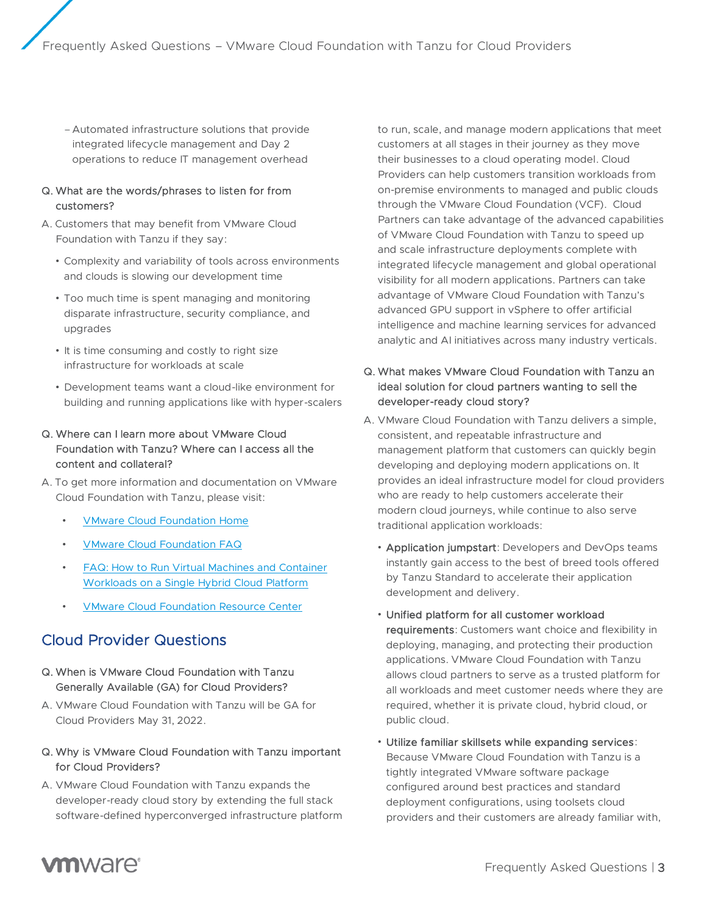– Automated infrastructure solutions that provide integrated lifecycle management and Day 2 operations to reduce IT management overhead

Q. What are the words/phrases to listen for from customers?

A. Customers that may benefit from VMware Cloud Foundation with Tanzu if they say:

- Complexity and variability of tools across environments and clouds is slowing our development time
- Too much time is spent managing and monitoring disparate infrastructure, security compliance, and upgrades
- It is time consuming and costly to right size infrastructure for workloads at scale
- Development teams want a cloud-like environment for building and running applications like with hyper-scalers

Q. Where can I learn more about VMware Cloud Foundation with Tanzu? Where can I access all the content and collateral?

A. To get more information and documentation on VMware Cloud Foundation with Tanzu, please visit:

- VMware Cloud Foundation Home
- VMware Cloud Foundation FAQ
- FAQ: How to Run Virtual Machines and Container Workloads on a Single Hybrid Cloud Platform
- VMware Cloud Foundation Resource Center

## Cloud Provider Questions

Q. When is VMware Cloud Foundation with Tanzu Generally Available (GA) for Cloud Providers?

A. VMware Cloud Foundation with Tanzu will be GA for Cloud Providers May 31, 2022.

Q. Why is VMware Cloud Foundation with Tanzu important for Cloud Providers?

A. VMware Cloud Foundation with Tanzu expands the developer-ready cloud story by extending the full stack software-defined hyperconverged infrastructure platform to run, scale, and manage modern applications that meet customers at all stages in their journey as they move their businesses to a cloud operating model. Cloud Providers can help customers transition workloads from on-premise environments to managed and public clouds through the VMware Cloud Foundation (VCF). Cloud Partners can take advantage of the advanced capabilities of VMware Cloud Foundation with Tanzu to speed up and scale infrastructure deployments complete with integrated lifecycle management and global operational visibility for all modern applications. Partners can take advantage of VMware Cloud Foundation with Tanzu's advanced GPU support in vSphere to offer artificial intelligence and machine learning services for advanced analytic and AI initiatives across many industry verticals.

Q. What makes VMware Cloud Foundation with Tanzu an ideal solution for cloud partners wanting to sell the developer-ready cloud story?

A. VMware Cloud Foundation with Tanzu delivers a simple, consistent, and repeatable infrastructure and management platform that customers can quickly begin developing and deploying modern applications on. It provides an ideal infrastructure model for cloud providers who are ready to help customers accelerate their modern cloud journeys, while continue to also serve traditional application workloads:

- **Application jumpstart**: Developers and DevOps teams instantly gain access to the best of breed tools offered by Tanzu Standard to accelerate their application development and delivery.
- **Unified platform for all customer workload requirements**: Customers want choice and flexibility in deploying, managing, and protecting their production applications. VMware Cloud Foundation with Tanzu allows cloud partners to serve as a trusted platform for all workloads and meet customer needs where they are required, whether it is private cloud, hybrid cloud, or public cloud.
- **Utilize familiar skillsets while expanding services**: Because VMware Cloud Foundation with Tanzu is a tightly integrated VMware software package configured around best practices and standard deployment configurations, using toolsets cloud providers and their customers are already familiar with,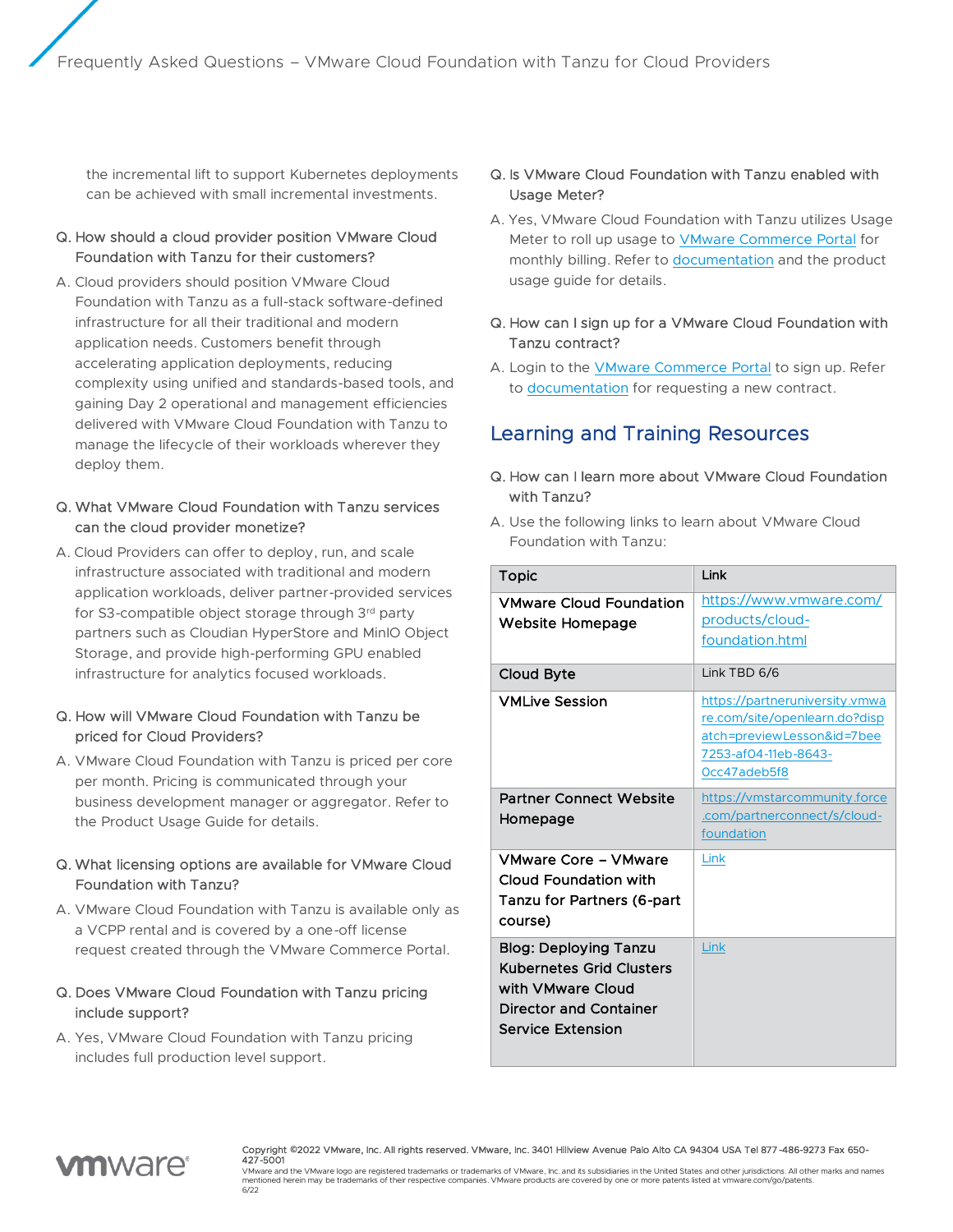the incremental lift to support Kubernetes deployments can be achieved with small incremental investments.

Q. How should a cloud provider position VMware Cloud Foundation with Tanzu for their customers?

A. Cloud providers should position VMware Cloud Foundation with Tanzu as a full-stack software-defined infrastructure for all their traditional and modern application needs. Customers benefit through accelerating application deployments, reducing complexity using unified and standards-based tools, and gaining Day 2 operational and management efficiencies delivered with VMware Cloud Foundation with Tanzu to manage the lifecycle of their workloads wherever they deploy them.

Q. What VMware Cloud Foundation with Tanzu services can the cloud provider monetize?

A. Cloud Providers can offer to deploy, run, and scale infrastructure associated with traditional and modern application workloads, deliver partner-provided services for S3-compatible object storage through 3rd party partners such as Cloudian HyperStore and MinIO Object Storage, and provide high-performing GPU enabled infrastructure for analytics focused workloads.

Q. How will VMware Cloud Foundation with Tanzu be priced for Cloud Providers?

A. VMware Cloud Foundation with Tanzu is priced per core per month. Pricing is communicated through your business development manager or aggregator. Refer to the Product Usage Guide for details.

Q. What licensing options are available for VMware Cloud Foundation with Tanzu?

A. VMware Cloud Foundation with Tanzu is available only as a VCPP rental and is covered by a one-off license request created through the VMware Commerce Portal.

Q. Does VMware Cloud Foundation with Tanzu pricing include support?

A. Yes, VMware Cloud Foundation with Tanzu pricing includes full production level support.

Q. Is VMware Cloud Foundation with Tanzu enabled with Usage Meter?

A. Yes, VMware Cloud Foundation with Tanzu utilizes Usage Meter to roll up usage to VMware Commerce Portal for monthly billing. Refer to documentation and the product usage guide for details.

Q. How can I sign up for a VMware Cloud Foundation with Tanzu contract?

A. Login to the VMware Commerce Portal to sign up. Refer to documentation for requesting a new contract.

## Learning and Training Resources

Q. How can I learn more about VMware Cloud Foundation with Tanzu?

A. Use the following links to learn about VMware Cloud Foundation with Tanzu:

| Topic | Link |
|---|---|
| VMware Cloud Foundation Website Homepage | https://www.vmware.com/products/cloud-foundation.html |
| Cloud Byte | Link TBD 6/6 |
| VMLive Session | https://partneruniversity.vmware.com/site/openlearn.do?dispatch=previewLesson&id=7bee7253-af04-11eb-8643-0cc47adeb5f8 |
| Partner Connect Website Homepage | https://vmstarcommunity.force.com/partnerconnect/s/cloud-foundation |
| VMware Core – VMware Cloud Foundation with Tanzu for Partners (6-part course) | Link |
| Blog: Deploying Tanzu Kubernetes Grid Clusters with VMware Cloud Director and Container Service Extension | Link |

Copyright ©2022 VMware, Inc. All rights reserved. VMware, Inc. 3401 Hillview Avenue Palo Alto CA 94304 USA Tel 877-486-9273 Fax 650-427-5001
VMware and the VMware logo are registered trademarks or trademarks of VMware, Inc. and its subsidiaries in the United States and other jurisdictions. All other marks and names mentioned herein may be trademarks of their respective companies. VMware products are covered by one or more patents listed at vmware.com/go/patents.
6/22